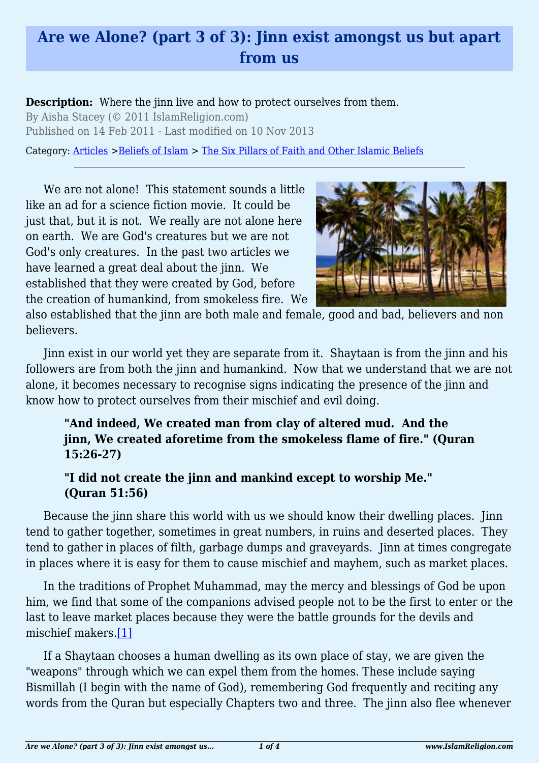# Are we Alone? (part 3 of 3): Jinn exist amongst us but apart from us

**Description:** Where the jinn live and how to protect ourselves from them.
By Aisha Stacey (© 2011 IslamReligion.com)
Published on 14 Feb 2011 - Last modified on 10 Nov 2013

Category: Articles >Beliefs of Islam > The Six Pillars of Faith and Other Islamic Beliefs

---

We are not alone! This statement sounds a little like an ad for a science fiction movie. It could be just that, but it is not. We really are not alone here on earth. We are God's creatures but we are not God's only creatures. In the past two articles we have learned a great deal about the jinn. We established that they were created by God, before the creation of humankind, from smokeless fire. We also established that the jinn are both male and female, good and bad, believers and non believers.

Jinn exist in our world yet they are separate from it. Shaytaan is from the jinn and his followers are from both the jinn and humankind. Now that we understand that we are not alone, it becomes necessary to recognise signs indicating the presence of the jinn and know how to protect ourselves from their mischief and evil doing.

> **"And indeed, We created man from clay of altered mud. And the jinn, We created aforetime from the smokeless flame of fire." (Quran 15:26-27)**
>
> **"I did not create the jinn and mankind except to worship Me." (Quran 51:56)**

Because the jinn share this world with us we should know their dwelling places. Jinn tend to gather together, sometimes in great numbers, in ruins and deserted places. They tend to gather in places of filth, garbage dumps and graveyards. Jinn at times congregate in places where it is easy for them to cause mischief and mayhem, such as market places.

In the traditions of Prophet Muhammad, may the mercy and blessings of God be upon him, we find that some of the companions advised people not to be the first to enter or the last to leave market places because they were the battle grounds for the devils and mischief makers.[1]

If a Shaytaan chooses a human dwelling as its own place of stay, we are given the "weapons" through which we can expel them from the homes. These include saying Bismillah (I begin with the name of God), remembering God frequently and reciting any words from the Quran but especially Chapters two and three. The jinn also flee whenever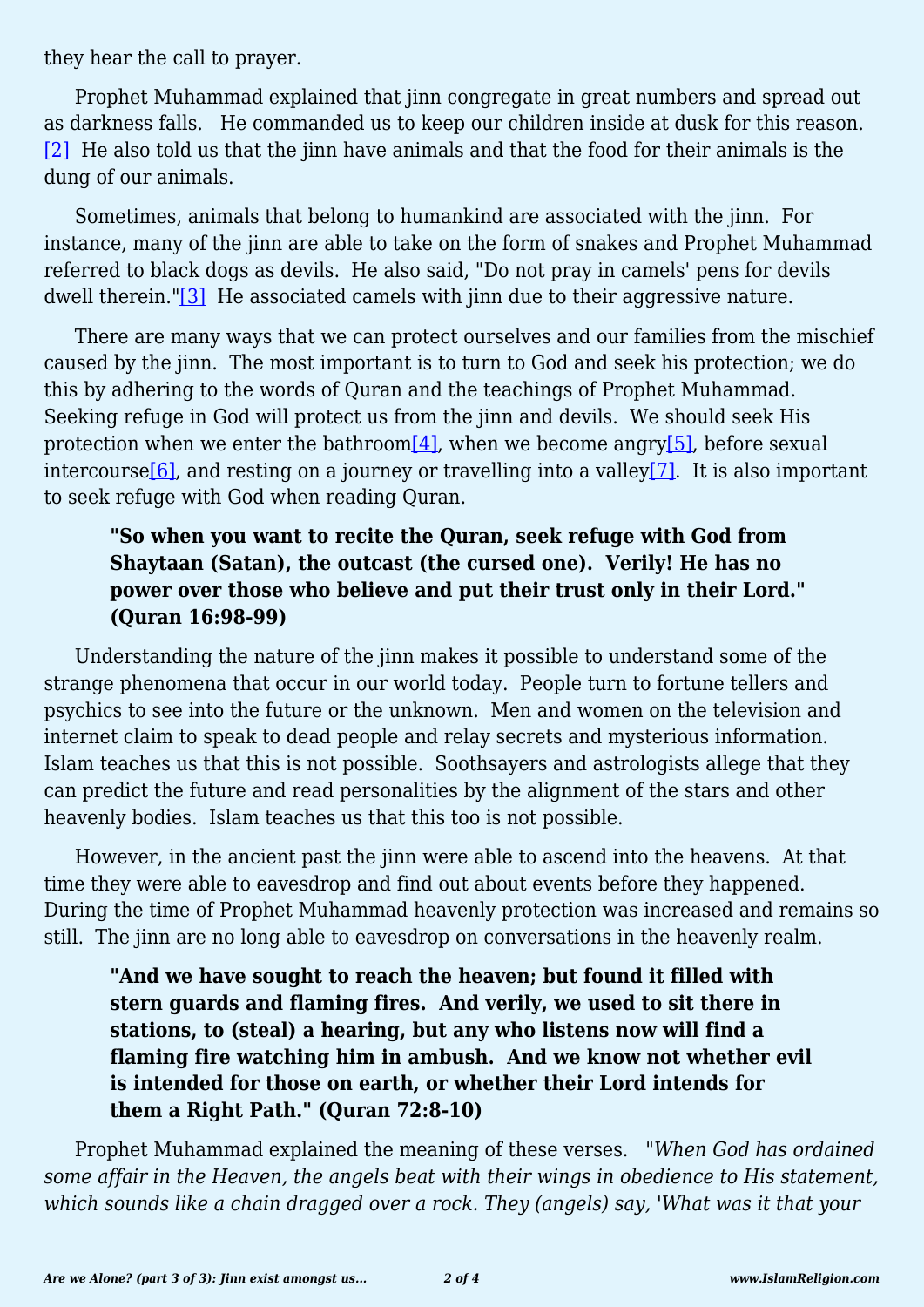they hear the call to prayer.

Prophet Muhammad explained that jinn congregate in great numbers and spread out as darkness falls. He commanded us to keep our children inside at dusk for this reason.[2] He also told us that the jinn have animals and that the food for their animals is the dung of our animals.

Sometimes, animals that belong to humankind are associated with the jinn. For instance, many of the jinn are able to take on the form of snakes and Prophet Muhammad referred to black dogs as devils. He also said, "Do not pray in camels' pens for devils dwell therein."[3] He associated camels with jinn due to their aggressive nature.

There are many ways that we can protect ourselves and our families from the mischief caused by the jinn. The most important is to turn to God and seek his protection; we do this by adhering to the words of Quran and the teachings of Prophet Muhammad. Seeking refuge in God will protect us from the jinn and devils. We should seek His protection when we enter the bathroom[4], when we become angry[5], before sexual intercourse[6], and resting on a journey or travelling into a valley[7]. It is also important to seek refuge with God when reading Quran.

> **"So when you want to recite the Quran, seek refuge with God from Shaytaan (Satan), the outcast (the cursed one). Verily! He has no power over those who believe and put their trust only in their Lord." (Quran 16:98-99)**

Understanding the nature of the jinn makes it possible to understand some of the strange phenomena that occur in our world today. People turn to fortune tellers and psychics to see into the future or the unknown. Men and women on the television and internet claim to speak to dead people and relay secrets and mysterious information. Islam teaches us that this is not possible. Soothsayers and astrologists allege that they can predict the future and read personalities by the alignment of the stars and other heavenly bodies. Islam teaches us that this too is not possible.

However, in the ancient past the jinn were able to ascend into the heavens. At that time they were able to eavesdrop and find out about events before they happened. During the time of Prophet Muhammad heavenly protection was increased and remains so still. The jinn are no long able to eavesdrop on conversations in the heavenly realm.

> **"And we have sought to reach the heaven; but found it filled with stern guards and flaming fires. And verily, we used to sit there in stations, to (steal) a hearing, but any who listens now will find a flaming fire watching him in ambush. And we know not whether evil is intended for those on earth, or whether their Lord intends for them a Right Path." (Quran 72:8-10)**

Prophet Muhammad explained the meaning of these verses. "*When God has ordained some affair in the Heaven, the angels beat with their wings in obedience to His statement, which sounds like a chain dragged over a rock. They (angels) say, 'What was it that your*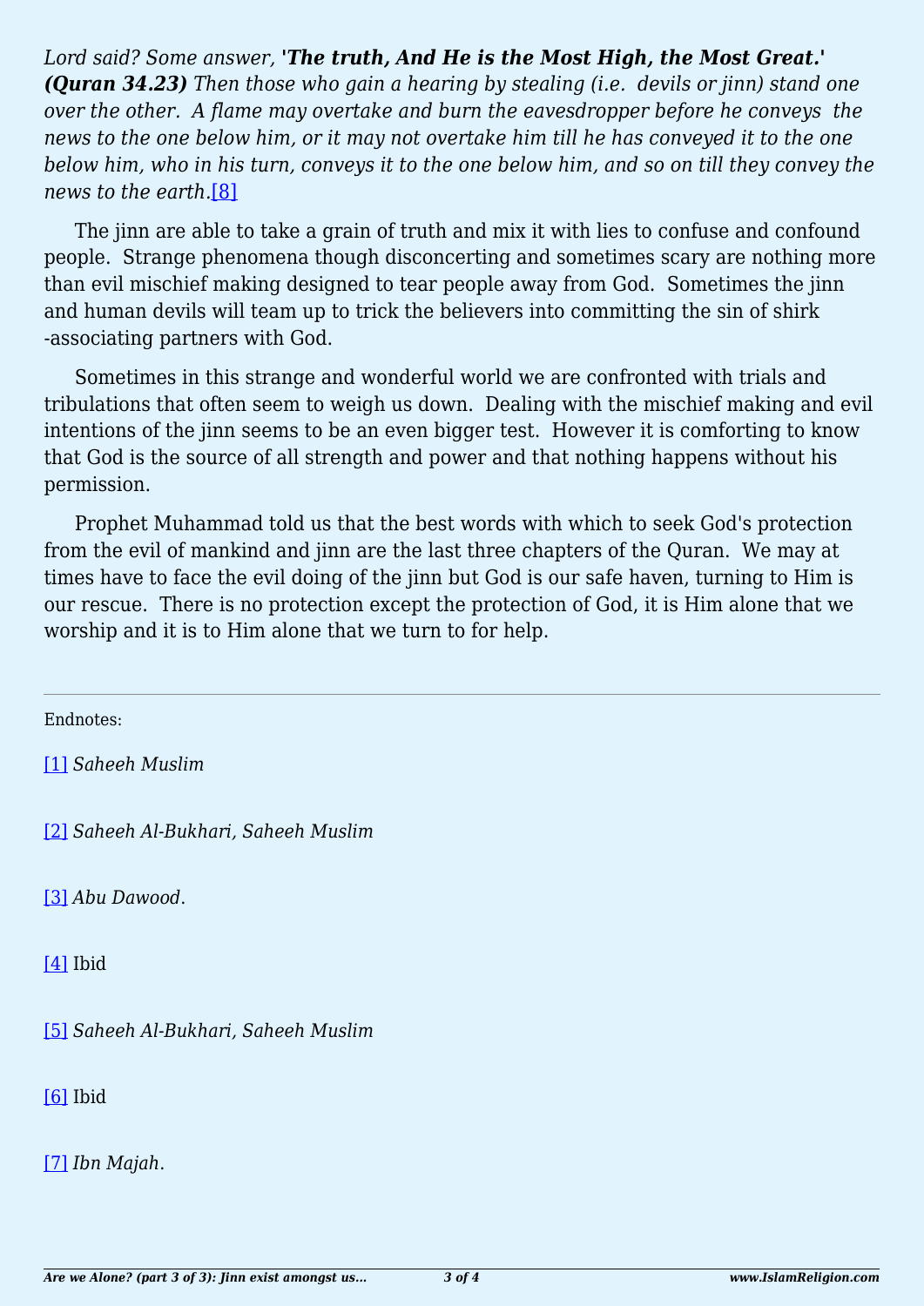*Lord said? Some answer,* ***'The truth, And He is the Most High, the Most Great.' (Quran 34.23)*** *Then those who gain a hearing by stealing (i.e. devils or jinn) stand one over the other. A flame may overtake and burn the eavesdropper before he conveys the news to the one below him, or it may not overtake him till he has conveyed it to the one below him, who in his turn, conveys it to the one below him, and so on till they convey the news to the earth.*[8]

The jinn are able to take a grain of truth and mix it with lies to confuse and confound people. Strange phenomena though disconcerting and sometimes scary are nothing more than evil mischief making designed to tear people away from God. Sometimes the jinn and human devils will team up to trick the believers into committing the sin of shirk -associating partners with God.

Sometimes in this strange and wonderful world we are confronted with trials and tribulations that often seem to weigh us down. Dealing with the mischief making and evil intentions of the jinn seems to be an even bigger test. However it is comforting to know that God is the source of all strength and power and that nothing happens without his permission.

Prophet Muhammad told us that the best words with which to seek God's protection from the evil of mankind and jinn are the last three chapters of the Quran. We may at times have to face the evil doing of the jinn but God is our safe haven, turning to Him is our rescue. There is no protection except the protection of God, it is Him alone that we worship and it is to Him alone that we turn to for help.

---

Endnotes:

[1] *Saheeh Muslim*

[2] *Saheeh Al-Bukhari, Saheeh Muslim*

[3] *Abu Dawood*.

[4] Ibid

[5] *Saheeh Al-Bukhari, Saheeh Muslim*

[6] Ibid

[7] *Ibn Majah*.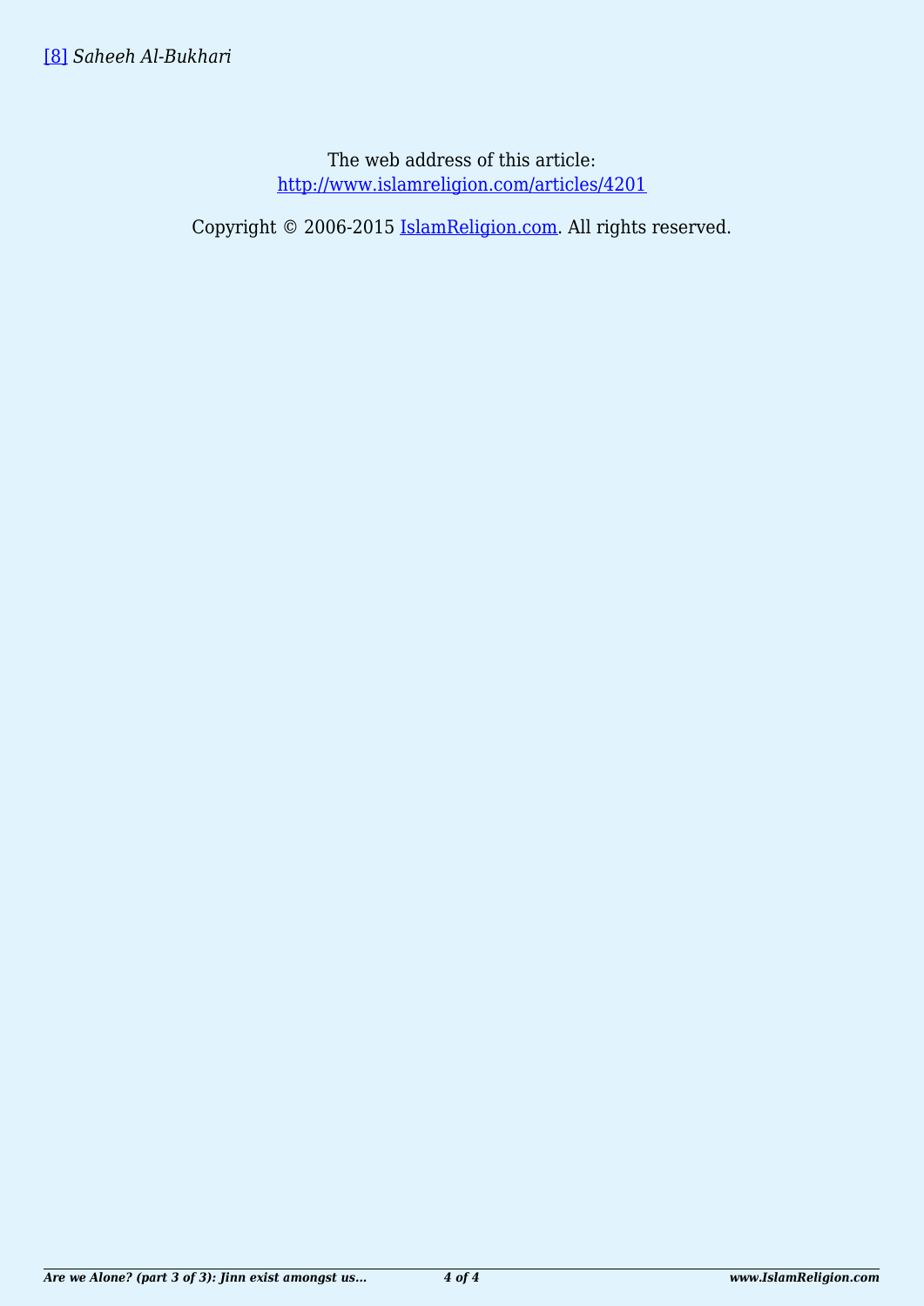[8] *Saheeh Al-Bukhari*

The web address of this article:
http://www.islamreligion.com/articles/4201

Copyright © 2006-2015 IslamReligion.com. All rights reserved.